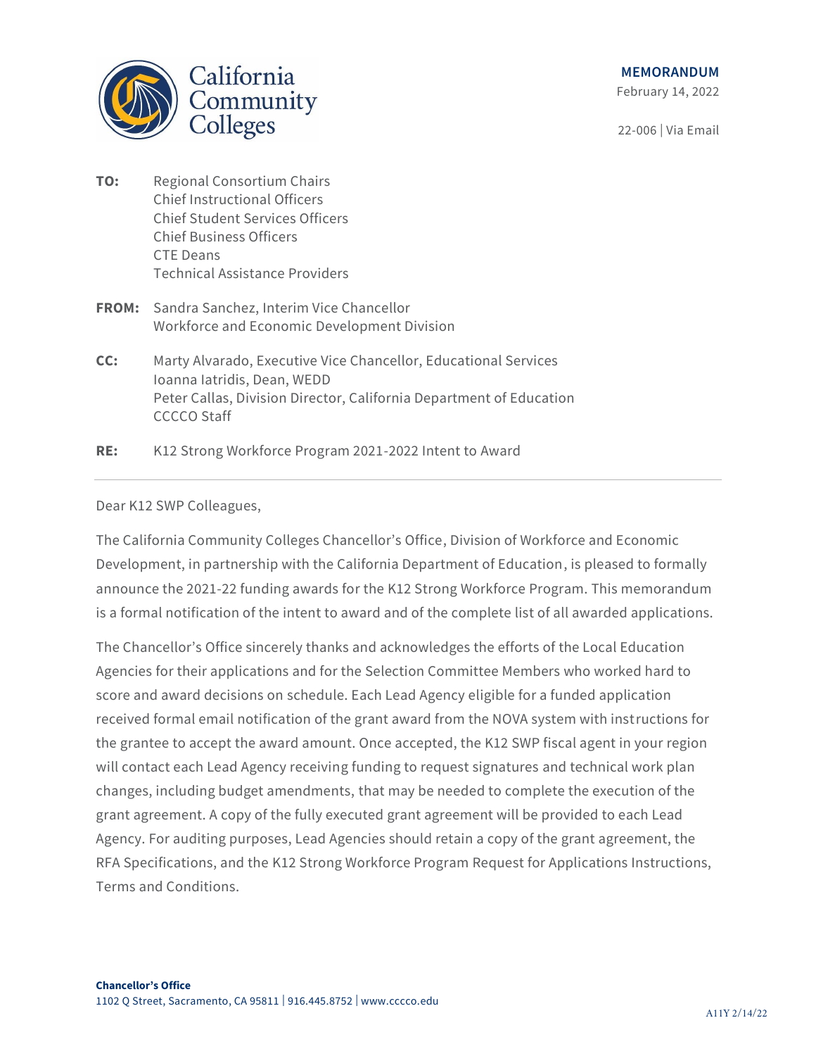California Community Colleges

**MEMORANDUM**

February 14, 2022

22-006 | Via Email

**TO:** Regional Consortium Chairs
Chief Instructional Officers
Chief Student Services Officers
Chief Business Officers
CTE Deans
Technical Assistance Providers

**FROM:** Sandra Sanchez, Interim Vice Chancellor
Workforce and Economic Development Division

**CC:** Marty Alvarado, Executive Vice Chancellor, Educational Services
Ioanna Iatridis, Dean, WEDD
Peter Callas, Division Director, California Department of Education
CCCCO Staff

**RE:** K12 Strong Workforce Program 2021-2022 Intent to Award

---

Dear K12 SWP Colleagues,

The California Community Colleges Chancellor's Office, Division of Workforce and Economic Development, in partnership with the California Department of Education, is pleased to formally announce the 2021-22 funding awards for the K12 Strong Workforce Program. This memorandum is a formal notification of the intent to award and of the complete list of all awarded applications.

The Chancellor's Office sincerely thanks and acknowledges the efforts of the Local Education Agencies for their applications and for the Selection Committee Members who worked hard to score and award decisions on schedule. Each Lead Agency eligible for a funded application received formal email notification of the grant award from the NOVA system with instructions for the grantee to accept the award amount. Once accepted, the K12 SWP fiscal agent in your region will contact each Lead Agency receiving funding to request signatures and technical work plan changes, including budget amendments, that may be needed to complete the execution of the grant agreement. A copy of the fully executed grant agreement will be provided to each Lead Agency. For auditing purposes, Lead Agencies should retain a copy of the grant agreement, the RFA Specifications, and the K12 Strong Workforce Program Request for Applications Instructions, Terms and Conditions.

**Chancellor's Office**
1102 Q Street, Sacramento, CA 95811 | 916.445.8752 | www.cccco.edu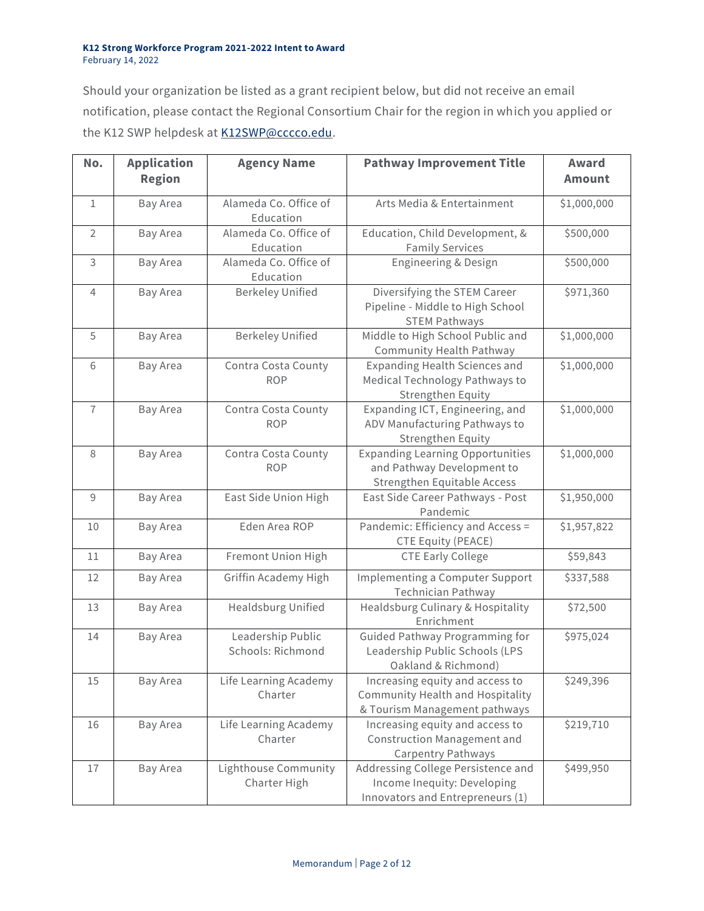**K12 Strong Workforce Program 2021-2022 Intent to Award**
February 14, 2022

Should your organization be listed as a grant recipient below, but did not receive an email notification, please contact the Regional Consortium Chair for the region in which you applied or the K12 SWP helpdesk at [K12SWP@cccco.edu](mailto:K12SWP@cccco.edu).

| No. | Application Region | Agency Name | Pathway Improvement Title | Award Amount |
|---|---|---|---|---|
| 1 | Bay Area | Alameda Co. Office of Education | Arts Media & Entertainment | $1,000,000 |
| 2 | Bay Area | Alameda Co. Office of Education | Education, Child Development, & Family Services | $500,000 |
| 3 | Bay Area | Alameda Co. Office of Education | Engineering & Design | $500,000 |
| 4 | Bay Area | Berkeley Unified | Diversifying the STEM Career Pipeline - Middle to High School STEM Pathways | $971,360 |
| 5 | Bay Area | Berkeley Unified | Middle to High School Public and Community Health Pathway | $1,000,000 |
| 6 | Bay Area | Contra Costa County ROP | Expanding Health Sciences and Medical Technology Pathways to Strengthen Equity | $1,000,000 |
| 7 | Bay Area | Contra Costa County ROP | Expanding ICT, Engineering, and ADV Manufacturing Pathways to Strengthen Equity | $1,000,000 |
| 8 | Bay Area | Contra Costa County ROP | Expanding Learning Opportunities and Pathway Development to Strengthen Equitable Access | $1,000,000 |
| 9 | Bay Area | East Side Union High | East Side Career Pathways - Post Pandemic | $1,950,000 |
| 10 | Bay Area | Eden Area ROP | Pandemic: Efficiency and Access = CTE Equity (PEACE) | $1,957,822 |
| 11 | Bay Area | Fremont Union High | CTE Early College | $59,843 |
| 12 | Bay Area | Griffin Academy High | Implementing a Computer Support Technician Pathway | $337,588 |
| 13 | Bay Area | Healdsburg Unified | Healdsburg Culinary & Hospitality Enrichment | $72,500 |
| 14 | Bay Area | Leadership Public Schools: Richmond | Guided Pathway Programming for Leadership Public Schools (LPS Oakland & Richmond) | $975,024 |
| 15 | Bay Area | Life Learning Academy Charter | Increasing equity and access to Community Health and Hospitality & Tourism Management pathways | $249,396 |
| 16 | Bay Area | Life Learning Academy Charter | Increasing equity and access to Construction Management and Carpentry Pathways | $219,710 |
| 17 | Bay Area | Lighthouse Community Charter High | Addressing College Persistence and Income Inequity: Developing Innovators and Entrepreneurs (1) | $499,950 |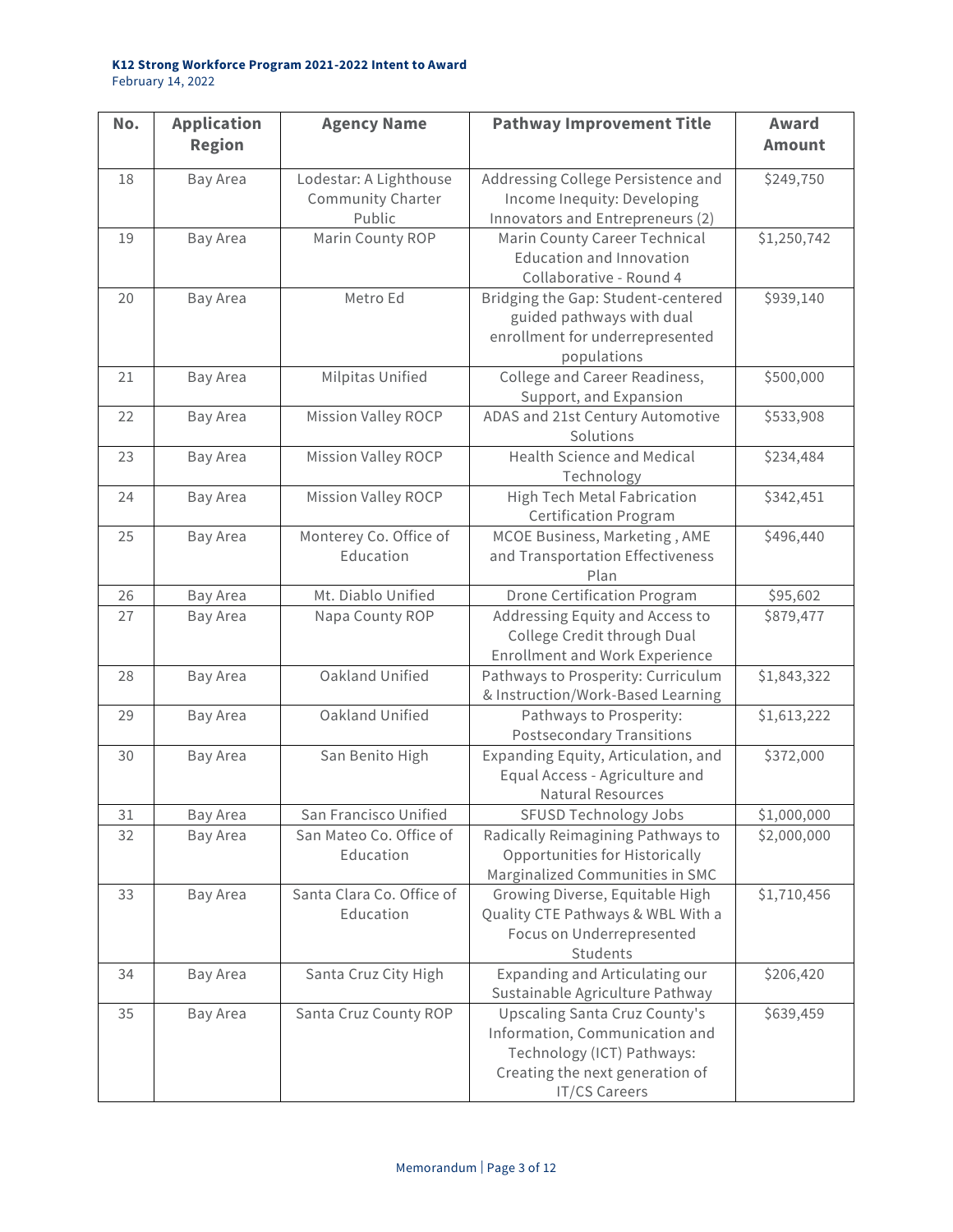**K12 Strong Workforce Program 2021-2022 Intent to Award**
February 14, 2022

| No. | Application Region | Agency Name | Pathway Improvement Title | Award Amount |
|---|---|---|---|---|
| 18 | Bay Area | Lodestar: A Lighthouse Community Charter Public | Addressing College Persistence and Income Inequity: Developing Innovators and Entrepreneurs (2) | $249,750 |
| 19 | Bay Area | Marin County ROP | Marin County Career Technical Education and Innovation Collaborative - Round 4 | $1,250,742 |
| 20 | Bay Area | Metro Ed | Bridging the Gap: Student-centered guided pathways with dual enrollment for underrepresented populations | $939,140 |
| 21 | Bay Area | Milpitas Unified | College and Career Readiness, Support, and Expansion | $500,000 |
| 22 | Bay Area | Mission Valley ROCP | ADAS and 21st Century Automotive Solutions | $533,908 |
| 23 | Bay Area | Mission Valley ROCP | Health Science and Medical Technology | $234,484 |
| 24 | Bay Area | Mission Valley ROCP | High Tech Metal Fabrication Certification Program | $342,451 |
| 25 | Bay Area | Monterey Co. Office of Education | MCOE Business, Marketing , AME and Transportation Effectiveness Plan | $496,440 |
| 26 | Bay Area | Mt. Diablo Unified | Drone Certification Program | $95,602 |
| 27 | Bay Area | Napa County ROP | Addressing Equity and Access to College Credit through Dual Enrollment and Work Experience | $879,477 |
| 28 | Bay Area | Oakland Unified | Pathways to Prosperity: Curriculum & Instruction/Work-Based Learning | $1,843,322 |
| 29 | Bay Area | Oakland Unified | Pathways to Prosperity: Postsecondary Transitions | $1,613,222 |
| 30 | Bay Area | San Benito High | Expanding Equity, Articulation, and Equal Access - Agriculture and Natural Resources | $372,000 |
| 31 | Bay Area | San Francisco Unified | SFUSD Technology Jobs | $1,000,000 |
| 32 | Bay Area | San Mateo Co. Office of Education | Radically Reimagining Pathways to Opportunities for Historically Marginalized Communities in SMC | $2,000,000 |
| 33 | Bay Area | Santa Clara Co. Office of Education | Growing Diverse, Equitable High Quality CTE Pathways & WBL With a Focus on Underrepresented Students | $1,710,456 |
| 34 | Bay Area | Santa Cruz City High | Expanding and Articulating our Sustainable Agriculture Pathway | $206,420 |
| 35 | Bay Area | Santa Cruz County ROP | Upscaling Santa Cruz County's Information, Communication and Technology (ICT) Pathways: Creating the next generation of IT/CS Careers | $639,459 |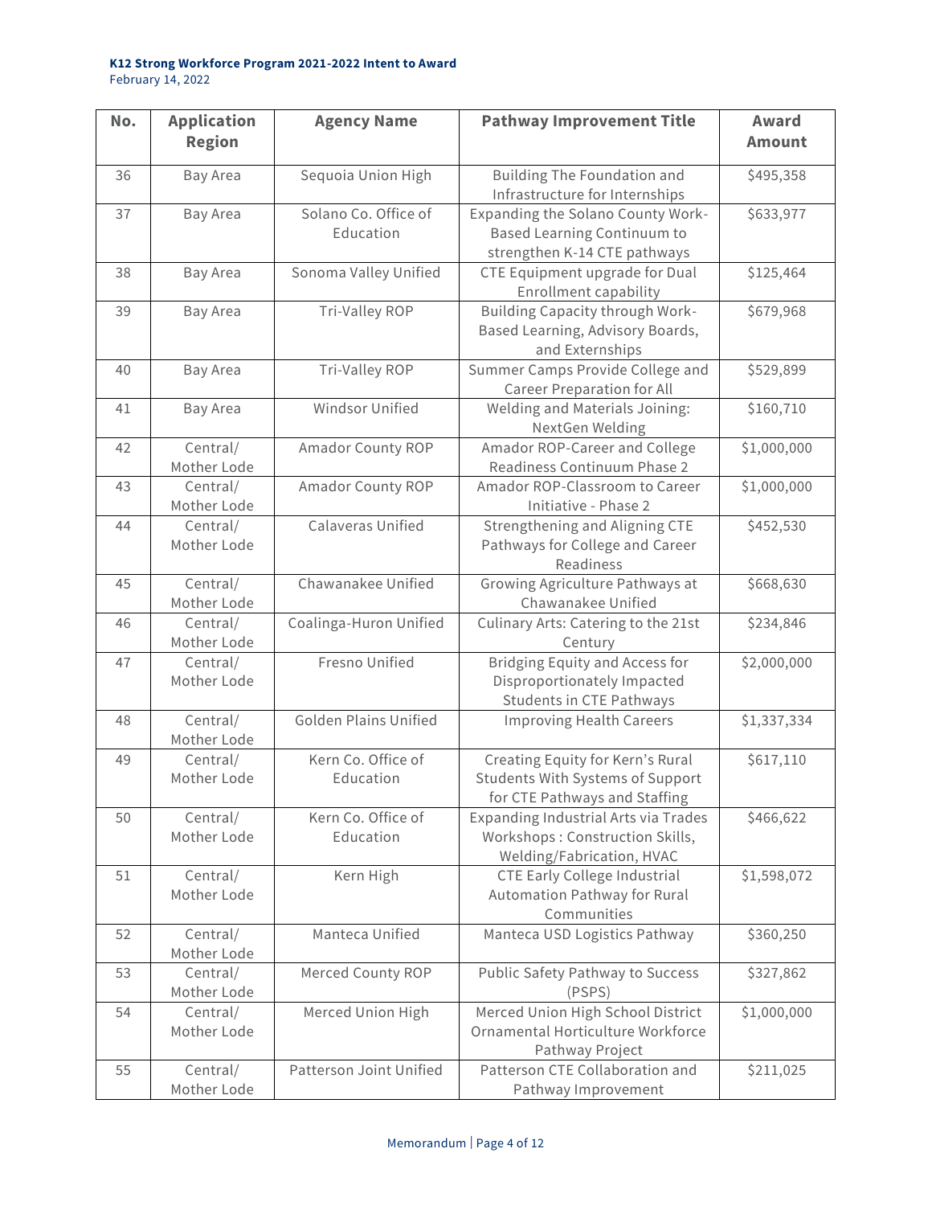**K12 Strong Workforce Program 2021-2022 Intent to Award**
February 14, 2022

| No. | Application Region | Agency Name | Pathway Improvement Title | Award Amount |
|---|---|---|---|---|
| 36 | Bay Area | Sequoia Union High | Building The Foundation and Infrastructure for Internships | $495,358 |
| 37 | Bay Area | Solano Co. Office of Education | Expanding the Solano County Work-Based Learning Continuum to strengthen K-14 CTE pathways | $633,977 |
| 38 | Bay Area | Sonoma Valley Unified | CTE Equipment upgrade for Dual Enrollment capability | $125,464 |
| 39 | Bay Area | Tri-Valley ROP | Building Capacity through Work-Based Learning, Advisory Boards, and Externships | $679,968 |
| 40 | Bay Area | Tri-Valley ROP | Summer Camps Provide College and Career Preparation for All | $529,899 |
| 41 | Bay Area | Windsor Unified | Welding and Materials Joining: NextGen Welding | $160,710 |
| 42 | Central/ Mother Lode | Amador County ROP | Amador ROP-Career and College Readiness Continuum Phase 2 | $1,000,000 |
| 43 | Central/ Mother Lode | Amador County ROP | Amador ROP-Classroom to Career Initiative - Phase 2 | $1,000,000 |
| 44 | Central/ Mother Lode | Calaveras Unified | Strengthening and Aligning CTE Pathways for College and Career Readiness | $452,530 |
| 45 | Central/ Mother Lode | Chawanakee Unified | Growing Agriculture Pathways at Chawanakee Unified | $668,630 |
| 46 | Central/ Mother Lode | Coalinga-Huron Unified | Culinary Arts: Catering to the 21st Century | $234,846 |
| 47 | Central/ Mother Lode | Fresno Unified | Bridging Equity and Access for Disproportionately Impacted Students in CTE Pathways | $2,000,000 |
| 48 | Central/ Mother Lode | Golden Plains Unified | Improving Health Careers | $1,337,334 |
| 49 | Central/ Mother Lode | Kern Co. Office of Education | Creating Equity for Kern's Rural Students With Systems of Support for CTE Pathways and Staffing | $617,110 |
| 50 | Central/ Mother Lode | Kern Co. Office of Education | Expanding Industrial Arts via Trades Workshops : Construction Skills, Welding/Fabrication, HVAC | $466,622 |
| 51 | Central/ Mother Lode | Kern High | CTE Early College Industrial Automation Pathway for Rural Communities | $1,598,072 |
| 52 | Central/ Mother Lode | Manteca Unified | Manteca USD Logistics Pathway | $360,250 |
| 53 | Central/ Mother Lode | Merced County ROP | Public Safety Pathway to Success (PSPS) | $327,862 |
| 54 | Central/ Mother Lode | Merced Union High | Merced Union High School District Ornamental Horticulture Workforce Pathway Project | $1,000,000 |
| 55 | Central/ Mother Lode | Patterson Joint Unified | Patterson CTE Collaboration and Pathway Improvement | $211,025 |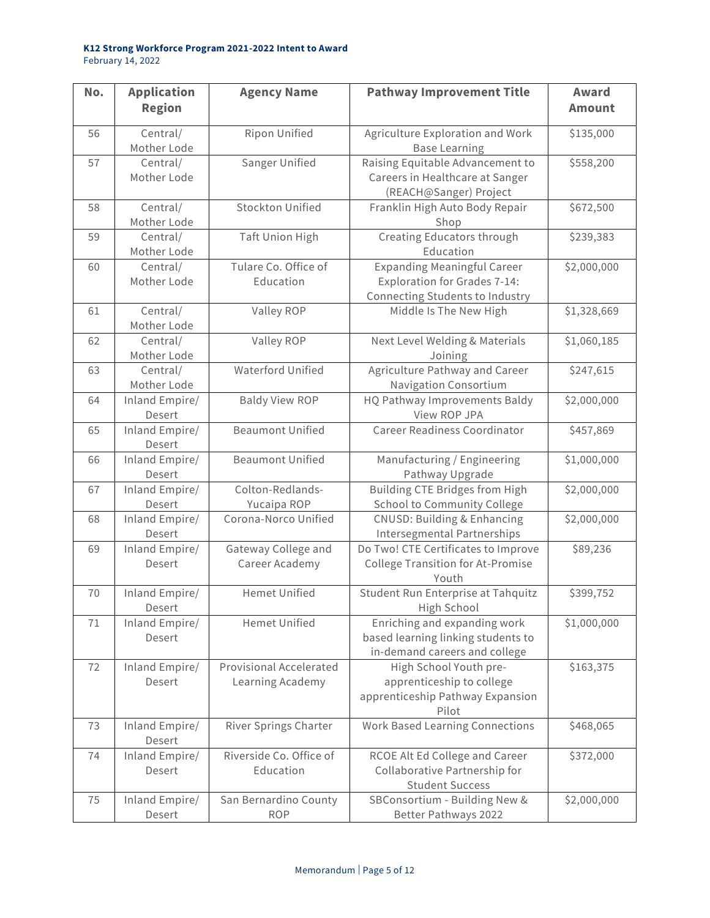**K12 Strong Workforce Program 2021-2022 Intent to Award**
February 14, 2022

| No. | Application Region | Agency Name | Pathway Improvement Title | Award Amount |
|---|---|---|---|---|
| 56 | Central/ Mother Lode | Ripon Unified | Agriculture Exploration and Work Base Learning | $135,000 |
| 57 | Central/ Mother Lode | Sanger Unified | Raising Equitable Advancement to Careers in Healthcare at Sanger (REACH@Sanger) Project | $558,200 |
| 58 | Central/ Mother Lode | Stockton Unified | Franklin High Auto Body Repair Shop | $672,500 |
| 59 | Central/ Mother Lode | Taft Union High | Creating Educators through Education | $239,383 |
| 60 | Central/ Mother Lode | Tulare Co. Office of Education | Expanding Meaningful Career Exploration for Grades 7-14: Connecting Students to Industry | $2,000,000 |
| 61 | Central/ Mother Lode | Valley ROP | Middle Is The New High | $1,328,669 |
| 62 | Central/ Mother Lode | Valley ROP | Next Level Welding & Materials Joining | $1,060,185 |
| 63 | Central/ Mother Lode | Waterford Unified | Agriculture Pathway and Career Navigation Consortium | $247,615 |
| 64 | Inland Empire/ Desert | Baldy View ROP | HQ Pathway Improvements Baldy View ROP JPA | $2,000,000 |
| 65 | Inland Empire/ Desert | Beaumont Unified | Career Readiness Coordinator | $457,869 |
| 66 | Inland Empire/ Desert | Beaumont Unified | Manufacturing / Engineering Pathway Upgrade | $1,000,000 |
| 67 | Inland Empire/ Desert | Colton-Redlands-Yucaipa ROP | Building CTE Bridges from High School to Community College | $2,000,000 |
| 68 | Inland Empire/ Desert | Corona-Norco Unified | CNUSD: Building & Enhancing Intersegmental Partnerships | $2,000,000 |
| 69 | Inland Empire/ Desert | Gateway College and Career Academy | Do Two! CTE Certificates to Improve College Transition for At-Promise Youth | $89,236 |
| 70 | Inland Empire/ Desert | Hemet Unified | Student Run Enterprise at Tahquitz High School | $399,752 |
| 71 | Inland Empire/ Desert | Hemet Unified | Enriching and expanding work based learning linking students to in-demand careers and college | $1,000,000 |
| 72 | Inland Empire/ Desert | Provisional Accelerated Learning Academy | High School Youth pre-apprenticeship to college apprenticeship Pathway Expansion Pilot | $163,375 |
| 73 | Inland Empire/ Desert | River Springs Charter | Work Based Learning Connections | $468,065 |
| 74 | Inland Empire/ Desert | Riverside Co. Office of Education | RCOE Alt Ed College and Career Collaborative Partnership for Student Success | $372,000 |
| 75 | Inland Empire/ Desert | San Bernardino County ROP | SBConsortium - Building New & Better Pathways 2022 | $2,000,000 |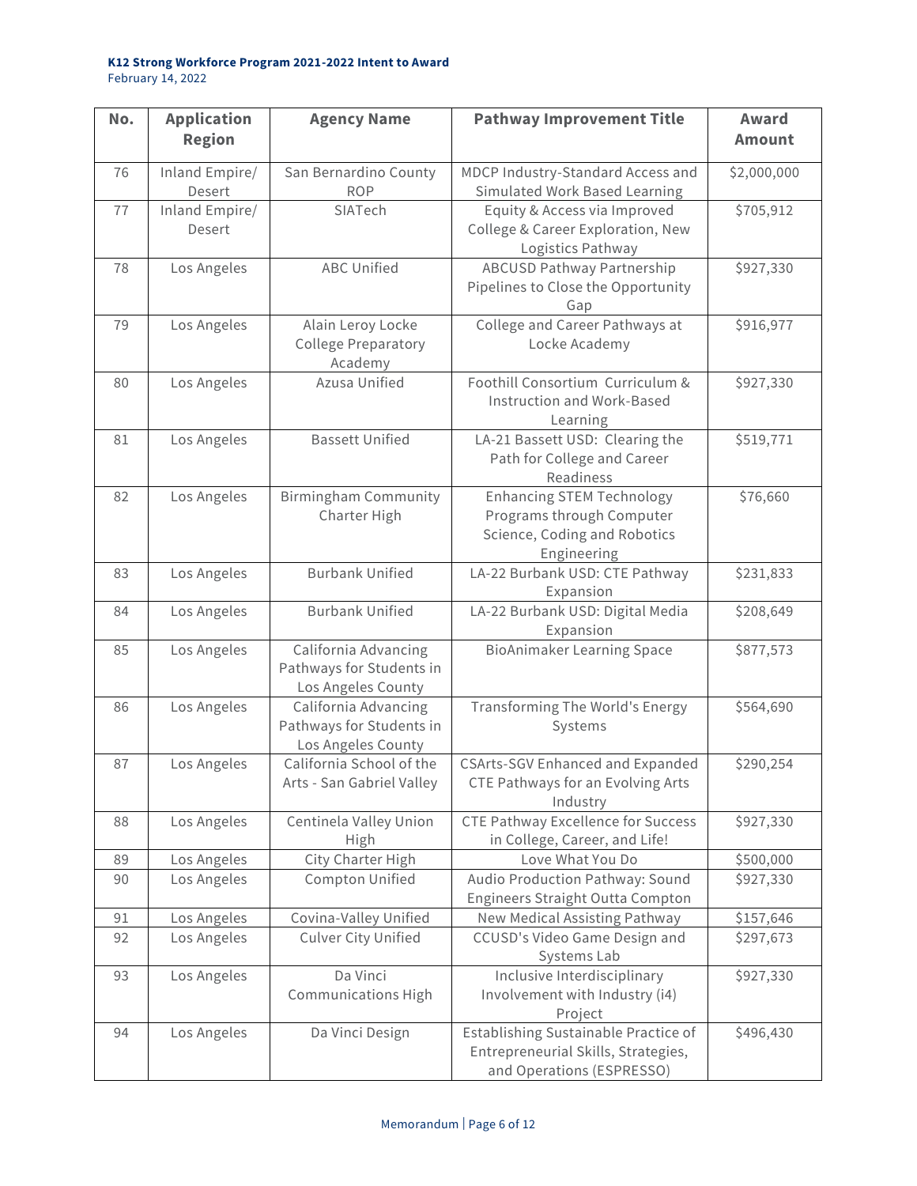**K12 Strong Workforce Program 2021-2022 Intent to Award**
February 14, 2022

| No. | Application Region | Agency Name | Pathway Improvement Title | Award Amount |
|---|---|---|---|---|
| 76 | Inland Empire/ Desert | San Bernardino County ROP | MDCP Industry-Standard Access and Simulated Work Based Learning | $2,000,000 |
| 77 | Inland Empire/ Desert | SIATech | Equity & Access via Improved College & Career Exploration, New Logistics Pathway | $705,912 |
| 78 | Los Angeles | ABC Unified | ABCUSD Pathway Partnership Pipelines to Close the Opportunity Gap | $927,330 |
| 79 | Los Angeles | Alain Leroy Locke College Preparatory Academy | College and Career Pathways at Locke Academy | $916,977 |
| 80 | Los Angeles | Azusa Unified | Foothill Consortium Curriculum & Instruction and Work-Based Learning | $927,330 |
| 81 | Los Angeles | Bassett Unified | LA-21 Bassett USD: Clearing the Path for College and Career Readiness | $519,771 |
| 82 | Los Angeles | Birmingham Community Charter High | Enhancing STEM Technology Programs through Computer Science, Coding and Robotics Engineering | $76,660 |
| 83 | Los Angeles | Burbank Unified | LA-22 Burbank USD: CTE Pathway Expansion | $231,833 |
| 84 | Los Angeles | Burbank Unified | LA-22 Burbank USD: Digital Media Expansion | $208,649 |
| 85 | Los Angeles | California Advancing Pathways for Students in Los Angeles County | BioAnimaker Learning Space | $877,573 |
| 86 | Los Angeles | California Advancing Pathways for Students in Los Angeles County | Transforming The World's Energy Systems | $564,690 |
| 87 | Los Angeles | California School of the Arts - San Gabriel Valley | CSArts-SGV Enhanced and Expanded CTE Pathways for an Evolving Arts Industry | $290,254 |
| 88 | Los Angeles | Centinela Valley Union High | CTE Pathway Excellence for Success in College, Career, and Life! | $927,330 |
| 89 | Los Angeles | City Charter High | Love What You Do | $500,000 |
| 90 | Los Angeles | Compton Unified | Audio Production Pathway: Sound Engineers Straight Outta Compton | $927,330 |
| 91 | Los Angeles | Covina-Valley Unified | New Medical Assisting Pathway | $157,646 |
| 92 | Los Angeles | Culver City Unified | CCUSD's Video Game Design and Systems Lab | $297,673 |
| 93 | Los Angeles | Da Vinci Communications High | Inclusive Interdisciplinary Involvement with Industry (i4) Project | $927,330 |
| 94 | Los Angeles | Da Vinci Design | Establishing Sustainable Practice of Entrepreneurial Skills, Strategies, and Operations (ESPRESSO) | $496,430 |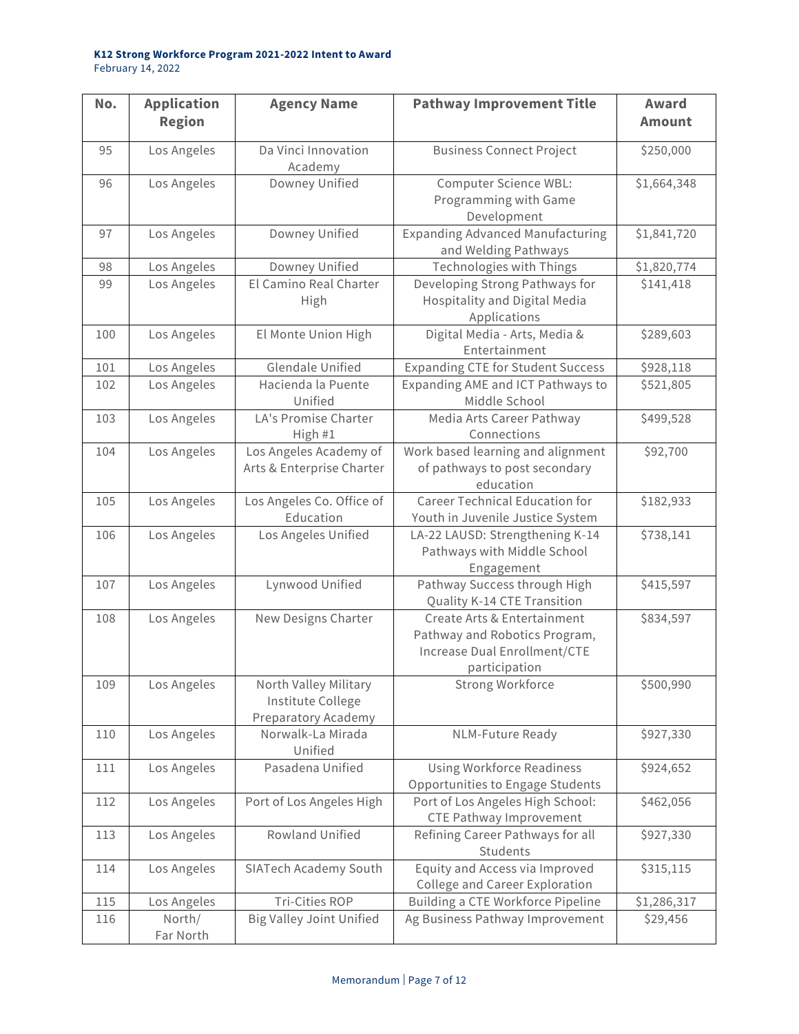**K12 Strong Workforce Program 2021-2022 Intent to Award**
February 14, 2022

| No. | Application Region | Agency Name | Pathway Improvement Title | Award Amount |
|---|---|---|---|---|
| 95 | Los Angeles | Da Vinci Innovation Academy | Business Connect Project | $250,000 |
| 96 | Los Angeles | Downey Unified | Computer Science WBL: Programming with Game Development | $1,664,348 |
| 97 | Los Angeles | Downey Unified | Expanding Advanced Manufacturing and Welding Pathways | $1,841,720 |
| 98 | Los Angeles | Downey Unified | Technologies with Things | $1,820,774 |
| 99 | Los Angeles | El Camino Real Charter High | Developing Strong Pathways for Hospitality and Digital Media Applications | $141,418 |
| 100 | Los Angeles | El Monte Union High | Digital Media - Arts, Media & Entertainment | $289,603 |
| 101 | Los Angeles | Glendale Unified | Expanding CTE for Student Success | $928,118 |
| 102 | Los Angeles | Hacienda la Puente Unified | Expanding AME and ICT Pathways to Middle School | $521,805 |
| 103 | Los Angeles | LA's Promise Charter High #1 | Media Arts Career Pathway Connections | $499,528 |
| 104 | Los Angeles | Los Angeles Academy of Arts & Enterprise Charter | Work based learning and alignment of pathways to post secondary education | $92,700 |
| 105 | Los Angeles | Los Angeles Co. Office of Education | Career Technical Education for Youth in Juvenile Justice System | $182,933 |
| 106 | Los Angeles | Los Angeles Unified | LA-22 LAUSD: Strengthening K-14 Pathways with Middle School Engagement | $738,141 |
| 107 | Los Angeles | Lynwood Unified | Pathway Success through High Quality K-14 CTE Transition | $415,597 |
| 108 | Los Angeles | New Designs Charter | Create Arts & Entertainment Pathway and Robotics Program, Increase Dual Enrollment/CTE participation | $834,597 |
| 109 | Los Angeles | North Valley Military Institute College Preparatory Academy | Strong Workforce | $500,990 |
| 110 | Los Angeles | Norwalk-La Mirada Unified | NLM-Future Ready | $927,330 |
| 111 | Los Angeles | Pasadena Unified | Using Workforce Readiness Opportunities to Engage Students | $924,652 |
| 112 | Los Angeles | Port of Los Angeles High | Port of Los Angeles High School: CTE Pathway Improvement | $462,056 |
| 113 | Los Angeles | Rowland Unified | Refining Career Pathways for all Students | $927,330 |
| 114 | Los Angeles | SIATech Academy South | Equity and Access via Improved College and Career Exploration | $315,115 |
| 115 | Los Angeles | Tri-Cities ROP | Building a CTE Workforce Pipeline | $1,286,317 |
| 116 | North/ Far North | Big Valley Joint Unified | Ag Business Pathway Improvement | $29,456 |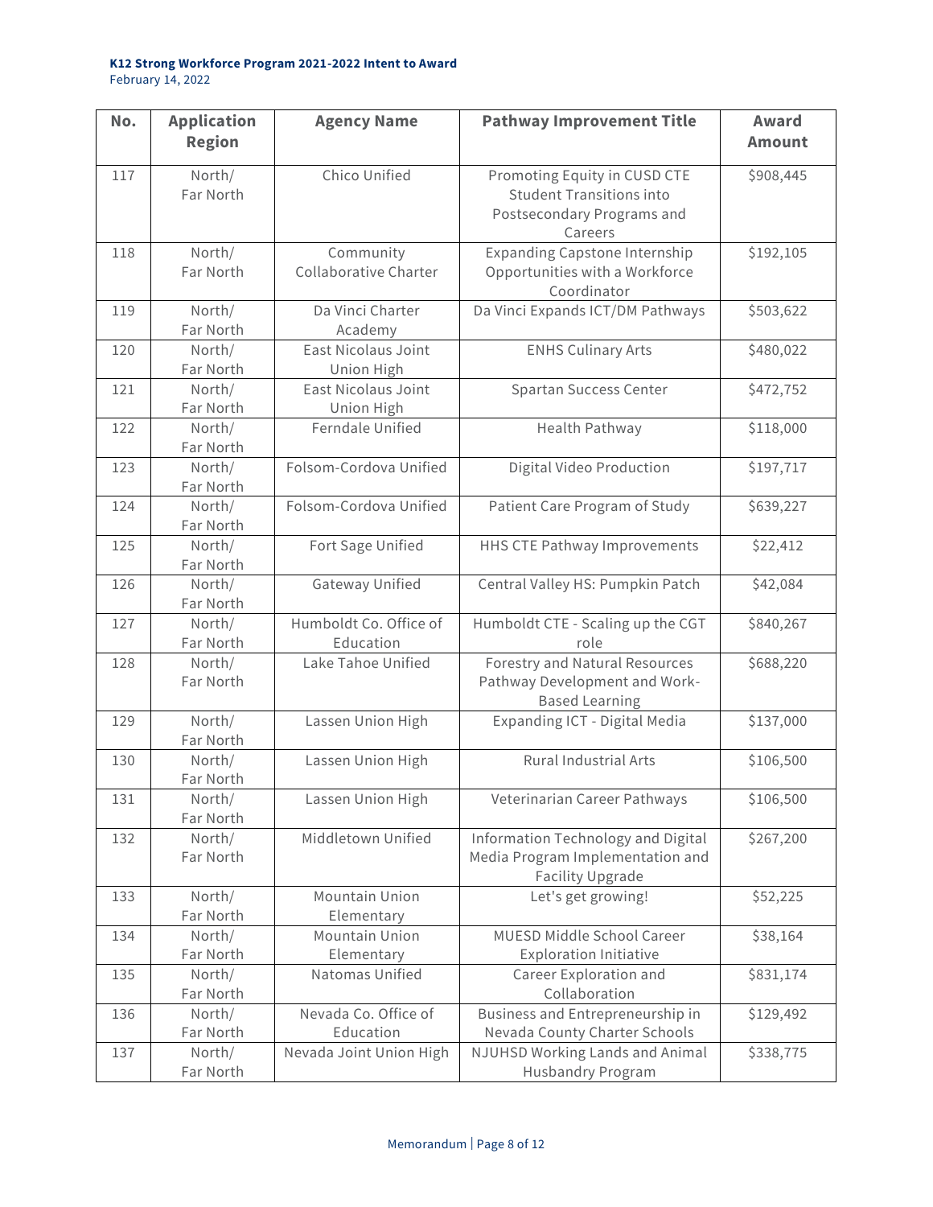**K12 Strong Workforce Program 2021-2022 Intent to Award**
February 14, 2022

| No. | Application Region | Agency Name | Pathway Improvement Title | Award Amount |
|---|---|---|---|---|
| 117 | North/ Far North | Chico Unified | Promoting Equity in CUSD CTE Student Transitions into Postsecondary Programs and Careers | $908,445 |
| 118 | North/ Far North | Community Collaborative Charter | Expanding Capstone Internship Opportunities with a Workforce Coordinator | $192,105 |
| 119 | North/ Far North | Da Vinci Charter Academy | Da Vinci Expands ICT/DM Pathways | $503,622 |
| 120 | North/ Far North | East Nicolaus Joint Union High | ENHS Culinary Arts | $480,022 |
| 121 | North/ Far North | East Nicolaus Joint Union High | Spartan Success Center | $472,752 |
| 122 | North/ Far North | Ferndale Unified | Health Pathway | $118,000 |
| 123 | North/ Far North | Folsom-Cordova Unified | Digital Video Production | $197,717 |
| 124 | North/ Far North | Folsom-Cordova Unified | Patient Care Program of Study | $639,227 |
| 125 | North/ Far North | Fort Sage Unified | HHS CTE Pathway Improvements | $22,412 |
| 126 | North/ Far North | Gateway Unified | Central Valley HS: Pumpkin Patch | $42,084 |
| 127 | North/ Far North | Humboldt Co. Office of Education | Humboldt CTE - Scaling up the CGT role | $840,267 |
| 128 | North/ Far North | Lake Tahoe Unified | Forestry and Natural Resources Pathway Development and Work-Based Learning | $688,220 |
| 129 | North/ Far North | Lassen Union High | Expanding ICT - Digital Media | $137,000 |
| 130 | North/ Far North | Lassen Union High | Rural Industrial Arts | $106,500 |
| 131 | North/ Far North | Lassen Union High | Veterinarian Career Pathways | $106,500 |
| 132 | North/ Far North | Middletown Unified | Information Technology and Digital Media Program Implementation and Facility Upgrade | $267,200 |
| 133 | North/ Far North | Mountain Union Elementary | Let's get growing! | $52,225 |
| 134 | North/ Far North | Mountain Union Elementary | MUESD Middle School Career Exploration Initiative | $38,164 |
| 135 | North/ Far North | Natomas Unified | Career Exploration and Collaboration | $831,174 |
| 136 | North/ Far North | Nevada Co. Office of Education | Business and Entrepreneurship in Nevada County Charter Schools | $129,492 |
| 137 | North/ Far North | Nevada Joint Union High | NJUHSD Working Lands and Animal Husbandry Program | $338,775 |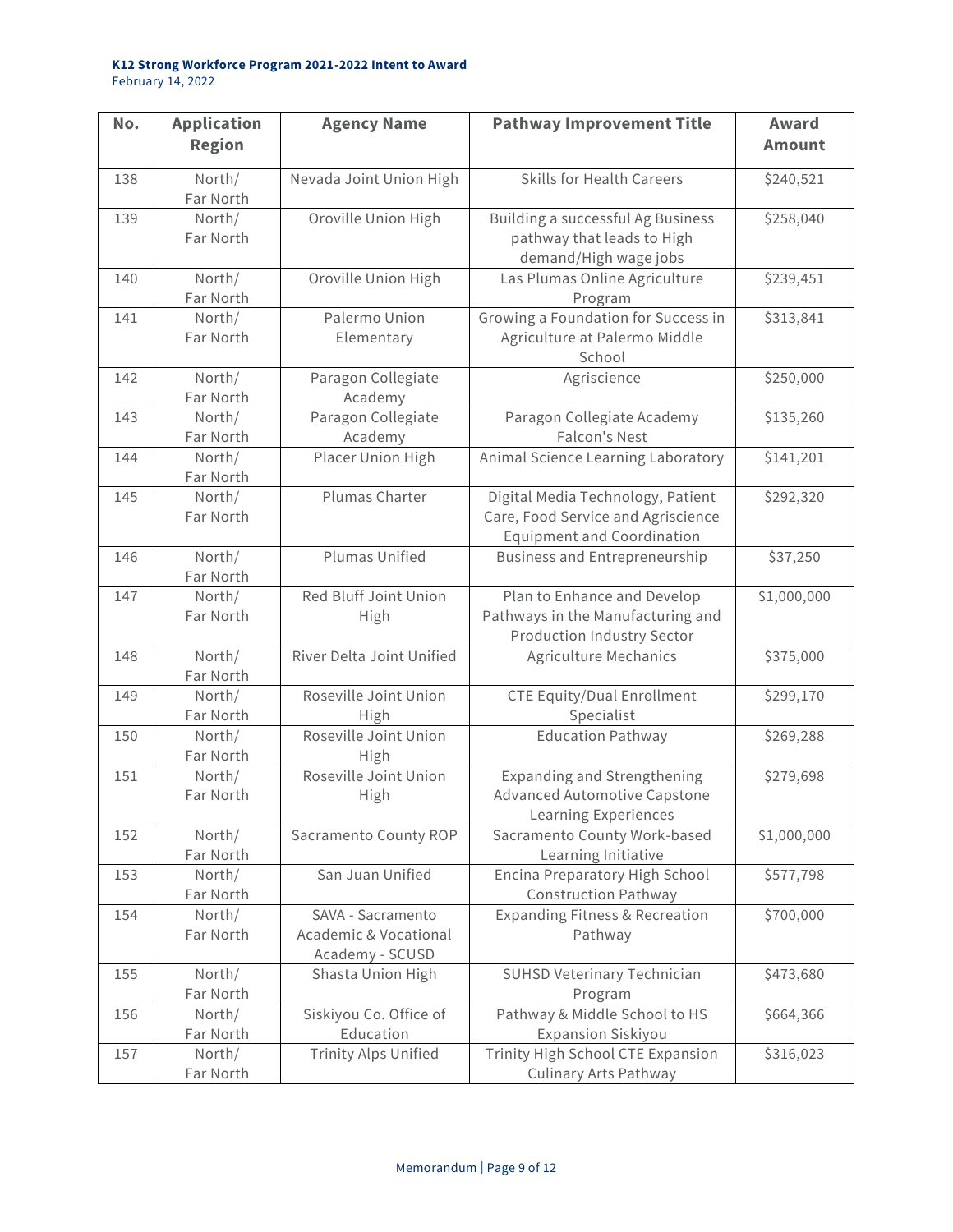**K12 Strong Workforce Program 2021-2022 Intent to Award**
February 14, 2022

| No. | Application Region | Agency Name | Pathway Improvement Title | Award Amount |
|---|---|---|---|---|
| 138 | North/ Far North | Nevada Joint Union High | Skills for Health Careers | $240,521 |
| 139 | North/ Far North | Oroville Union High | Building a successful Ag Business pathway that leads to High demand/High wage jobs | $258,040 |
| 140 | North/ Far North | Oroville Union High | Las Plumas Online Agriculture Program | $239,451 |
| 141 | North/ Far North | Palermo Union Elementary | Growing a Foundation for Success in Agriculture at Palermo Middle School | $313,841 |
| 142 | North/ Far North | Paragon Collegiate Academy | Agriscience | $250,000 |
| 143 | North/ Far North | Paragon Collegiate Academy | Paragon Collegiate Academy Falcon's Nest | $135,260 |
| 144 | North/ Far North | Placer Union High | Animal Science Learning Laboratory | $141,201 |
| 145 | North/ Far North | Plumas Charter | Digital Media Technology, Patient Care, Food Service and Agriscience Equipment and Coordination | $292,320 |
| 146 | North/ Far North | Plumas Unified | Business and Entrepreneurship | $37,250 |
| 147 | North/ Far North | Red Bluff Joint Union High | Plan to Enhance and Develop Pathways in the Manufacturing and Production Industry Sector | $1,000,000 |
| 148 | North/ Far North | River Delta Joint Unified | Agriculture Mechanics | $375,000 |
| 149 | North/ Far North | Roseville Joint Union High | CTE Equity/Dual Enrollment Specialist | $299,170 |
| 150 | North/ Far North | Roseville Joint Union High | Education Pathway | $269,288 |
| 151 | North/ Far North | Roseville Joint Union High | Expanding and Strengthening Advanced Automotive Capstone Learning Experiences | $279,698 |
| 152 | North/ Far North | Sacramento County ROP | Sacramento County Work-based Learning Initiative | $1,000,000 |
| 153 | North/ Far North | San Juan Unified | Encina Preparatory High School Construction Pathway | $577,798 |
| 154 | North/ Far North | SAVA - Sacramento Academic & Vocational Academy - SCUSD | Expanding Fitness & Recreation Pathway | $700,000 |
| 155 | North/ Far North | Shasta Union High | SUHSD Veterinary Technician Program | $473,680 |
| 156 | North/ Far North | Siskiyou Co. Office of Education | Pathway & Middle School to HS Expansion Siskiyou | $664,366 |
| 157 | North/ Far North | Trinity Alps Unified | Trinity High School CTE Expansion Culinary Arts Pathway | $316,023 |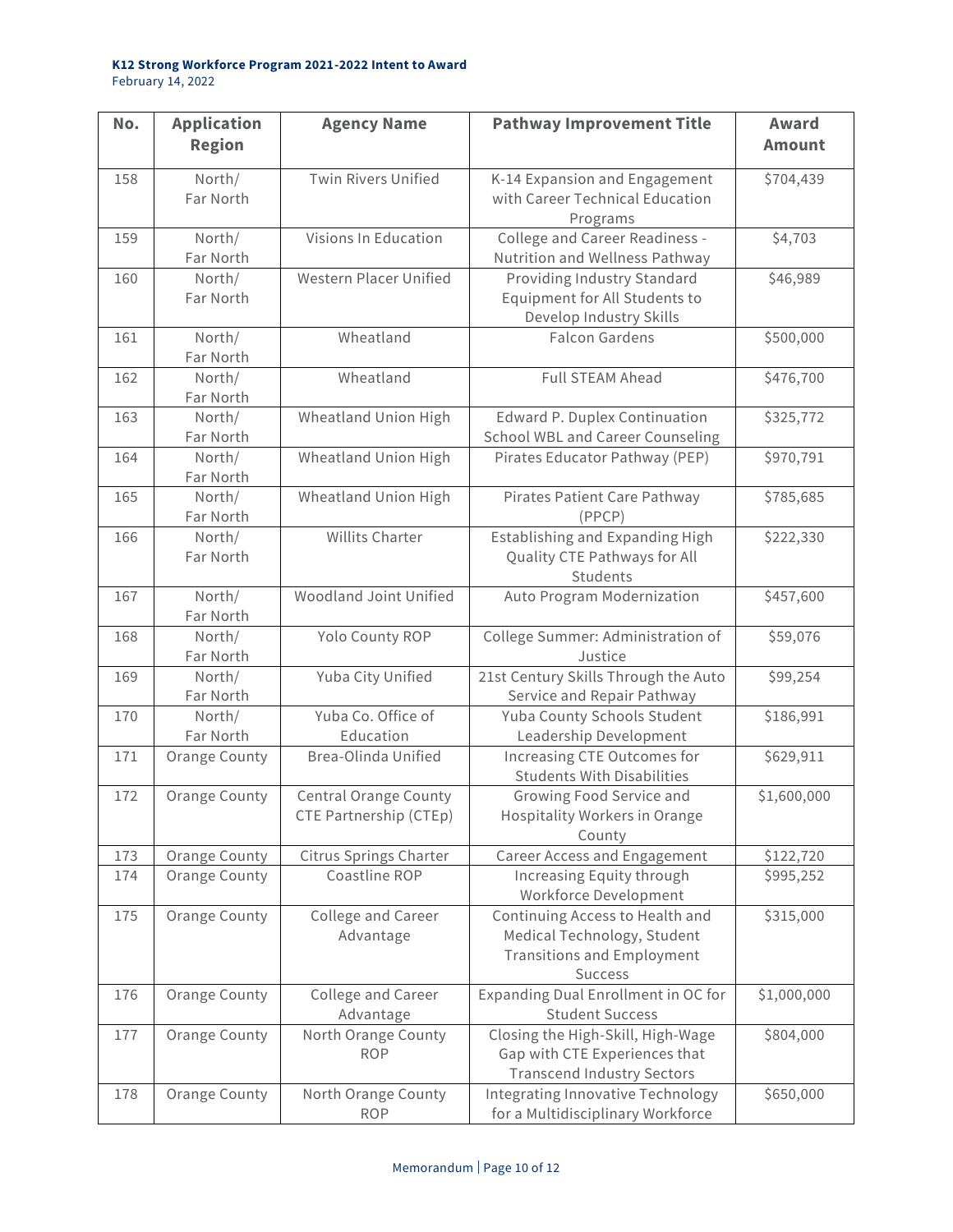**K12 Strong Workforce Program 2021-2022 Intent to Award**
February 14, 2022

| No. | Application Region | Agency Name | Pathway Improvement Title | Award Amount |
|---|---|---|---|---|
| 158 | North/ Far North | Twin Rivers Unified | K-14 Expansion and Engagement with Career Technical Education Programs | $704,439 |
| 159 | North/ Far North | Visions In Education | College and Career Readiness - Nutrition and Wellness Pathway | $4,703 |
| 160 | North/ Far North | Western Placer Unified | Providing Industry Standard Equipment for All Students to Develop Industry Skills | $46,989 |
| 161 | North/ Far North | Wheatland | Falcon Gardens | $500,000 |
| 162 | North/ Far North | Wheatland | Full STEAM Ahead | $476,700 |
| 163 | North/ Far North | Wheatland Union High | Edward P. Duplex Continuation School WBL and Career Counseling | $325,772 |
| 164 | North/ Far North | Wheatland Union High | Pirates Educator Pathway (PEP) | $970,791 |
| 165 | North/ Far North | Wheatland Union High | Pirates Patient Care Pathway (PPCP) | $785,685 |
| 166 | North/ Far North | Willits Charter | Establishing and Expanding High Quality CTE Pathways for All Students | $222,330 |
| 167 | North/ Far North | Woodland Joint Unified | Auto Program Modernization | $457,600 |
| 168 | North/ Far North | Yolo County ROP | College Summer: Administration of Justice | $59,076 |
| 169 | North/ Far North | Yuba City Unified | 21st Century Skills Through the Auto Service and Repair Pathway | $99,254 |
| 170 | North/ Far North | Yuba Co. Office of Education | Yuba County Schools Student Leadership Development | $186,991 |
| 171 | Orange County | Brea-Olinda Unified | Increasing CTE Outcomes for Students With Disabilities | $629,911 |
| 172 | Orange County | Central Orange County CTE Partnership (CTEp) | Growing Food Service and Hospitality Workers in Orange County | $1,600,000 |
| 173 | Orange County | Citrus Springs Charter | Career Access and Engagement | $122,720 |
| 174 | Orange County | Coastline ROP | Increasing Equity through Workforce Development | $995,252 |
| 175 | Orange County | College and Career Advantage | Continuing Access to Health and Medical Technology, Student Transitions and Employment Success | $315,000 |
| 176 | Orange County | College and Career Advantage | Expanding Dual Enrollment in OC for Student Success | $1,000,000 |
| 177 | Orange County | North Orange County ROP | Closing the High-Skill, High-Wage Gap with CTE Experiences that Transcend Industry Sectors | $804,000 |
| 178 | Orange County | North Orange County ROP | Integrating Innovative Technology for a Multidisciplinary Workforce | $650,000 |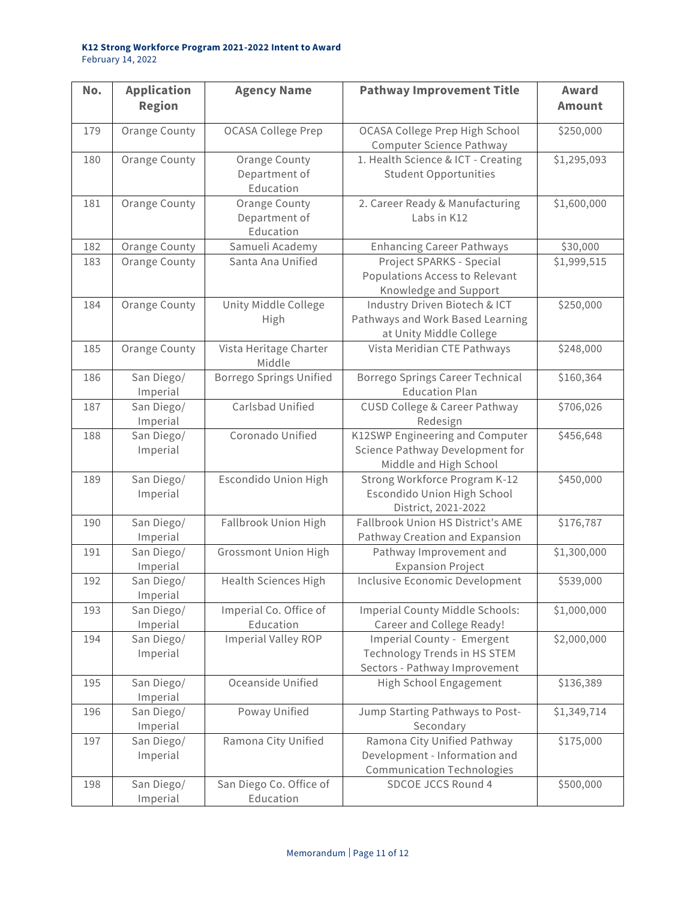**K12 Strong Workforce Program 2021-2022 Intent to Award**
February 14, 2022

| No. | Application Region | Agency Name | Pathway Improvement Title | Award Amount |
|---|---|---|---|---|
| 179 | Orange County | OCASA College Prep | OCASA College Prep High School Computer Science Pathway | $250,000 |
| 180 | Orange County | Orange County Department of Education | 1. Health Science & ICT - Creating Student Opportunities | $1,295,093 |
| 181 | Orange County | Orange County Department of Education | 2. Career Ready & Manufacturing Labs in K12 | $1,600,000 |
| 182 | Orange County | Samueli Academy | Enhancing Career Pathways | $30,000 |
| 183 | Orange County | Santa Ana Unified | Project SPARKS - Special Populations Access to Relevant Knowledge and Support | $1,999,515 |
| 184 | Orange County | Unity Middle College High | Industry Driven Biotech & ICT Pathways and Work Based Learning at Unity Middle College | $250,000 |
| 185 | Orange County | Vista Heritage Charter Middle | Vista Meridian CTE Pathways | $248,000 |
| 186 | San Diego/ Imperial | Borrego Springs Unified | Borrego Springs Career Technical Education Plan | $160,364 |
| 187 | San Diego/ Imperial | Carlsbad Unified | CUSD College & Career Pathway Redesign | $706,026 |
| 188 | San Diego/ Imperial | Coronado Unified | K12SWP Engineering and Computer Science Pathway Development for Middle and High School | $456,648 |
| 189 | San Diego/ Imperial | Escondido Union High | Strong Workforce Program K-12 Escondido Union High School District, 2021-2022 | $450,000 |
| 190 | San Diego/ Imperial | Fallbrook Union High | Fallbrook Union HS District's AME Pathway Creation and Expansion | $176,787 |
| 191 | San Diego/ Imperial | Grossmont Union High | Pathway Improvement and Expansion Project | $1,300,000 |
| 192 | San Diego/ Imperial | Health Sciences High | Inclusive Economic Development | $539,000 |
| 193 | San Diego/ Imperial | Imperial Co. Office of Education | Imperial County Middle Schools: Career and College Ready! | $1,000,000 |
| 194 | San Diego/ Imperial | Imperial Valley ROP | Imperial County - Emergent Technology Trends in HS STEM Sectors - Pathway Improvement | $2,000,000 |
| 195 | San Diego/ Imperial | Oceanside Unified | High School Engagement | $136,389 |
| 196 | San Diego/ Imperial | Poway Unified | Jump Starting Pathways to Post-Secondary | $1,349,714 |
| 197 | San Diego/ Imperial | Ramona City Unified | Ramona City Unified Pathway Development - Information and Communication Technologies | $175,000 |
| 198 | San Diego/ Imperial | San Diego Co. Office of Education | SDCOE JCCS Round 4 | $500,000 |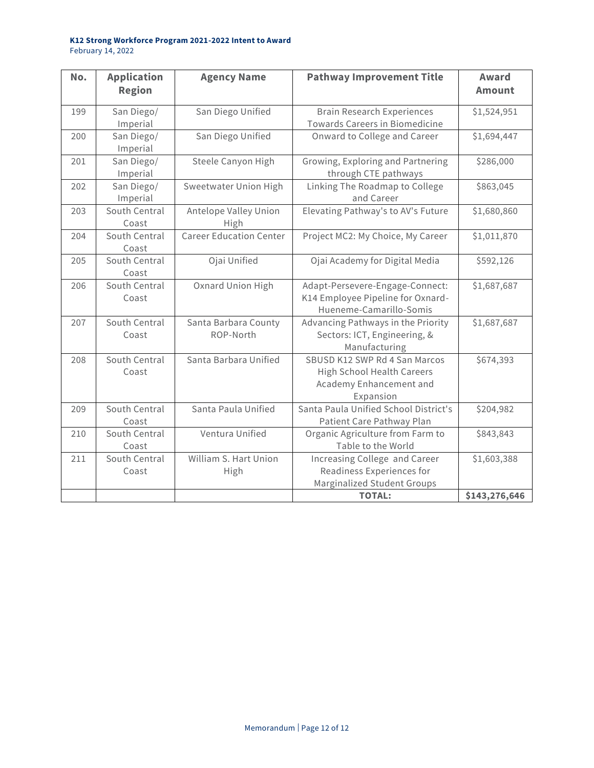**K12 Strong Workforce Program 2021-2022 Intent to Award**
February 14, 2022

| No. | Application Region | Agency Name | Pathway Improvement Title | Award Amount |
|---|---|---|---|---|
| 199 | San Diego/ Imperial | San Diego Unified | Brain Research Experiences Towards Careers in Biomedicine | $1,524,951 |
| 200 | San Diego/ Imperial | San Diego Unified | Onward to College and Career | $1,694,447 |
| 201 | San Diego/ Imperial | Steele Canyon High | Growing, Exploring and Partnering through CTE pathways | $286,000 |
| 202 | San Diego/ Imperial | Sweetwater Union High | Linking The Roadmap to College and Career | $863,045 |
| 203 | South Central Coast | Antelope Valley Union High | Elevating Pathway's to AV's Future | $1,680,860 |
| 204 | South Central Coast | Career Education Center | Project MC2: My Choice, My Career | $1,011,870 |
| 205 | South Central Coast | Ojai Unified | Ojai Academy for Digital Media | $592,126 |
| 206 | South Central Coast | Oxnard Union High | Adapt-Persevere-Engage-Connect: K14 Employee Pipeline for Oxnard-Hueneme-Camarillo-Somis | $1,687,687 |
| 207 | South Central Coast | Santa Barbara County ROP-North | Advancing Pathways in the Priority Sectors: ICT, Engineering, & Manufacturing | $1,687,687 |
| 208 | South Central Coast | Santa Barbara Unified | SBUSD K12 SWP Rd 4 San Marcos High School Health Careers Academy Enhancement and Expansion | $674,393 |
| 209 | South Central Coast | Santa Paula Unified | Santa Paula Unified School District's Patient Care Pathway Plan | $204,982 |
| 210 | South Central Coast | Ventura Unified | Organic Agriculture from Farm to Table to the World | $843,843 |
| 211 | South Central Coast | William S. Hart Union High | Increasing College and Career Readiness Experiences for Marginalized Student Groups | $1,603,388 |
| | | | **TOTAL:** | **$143,276,646** |